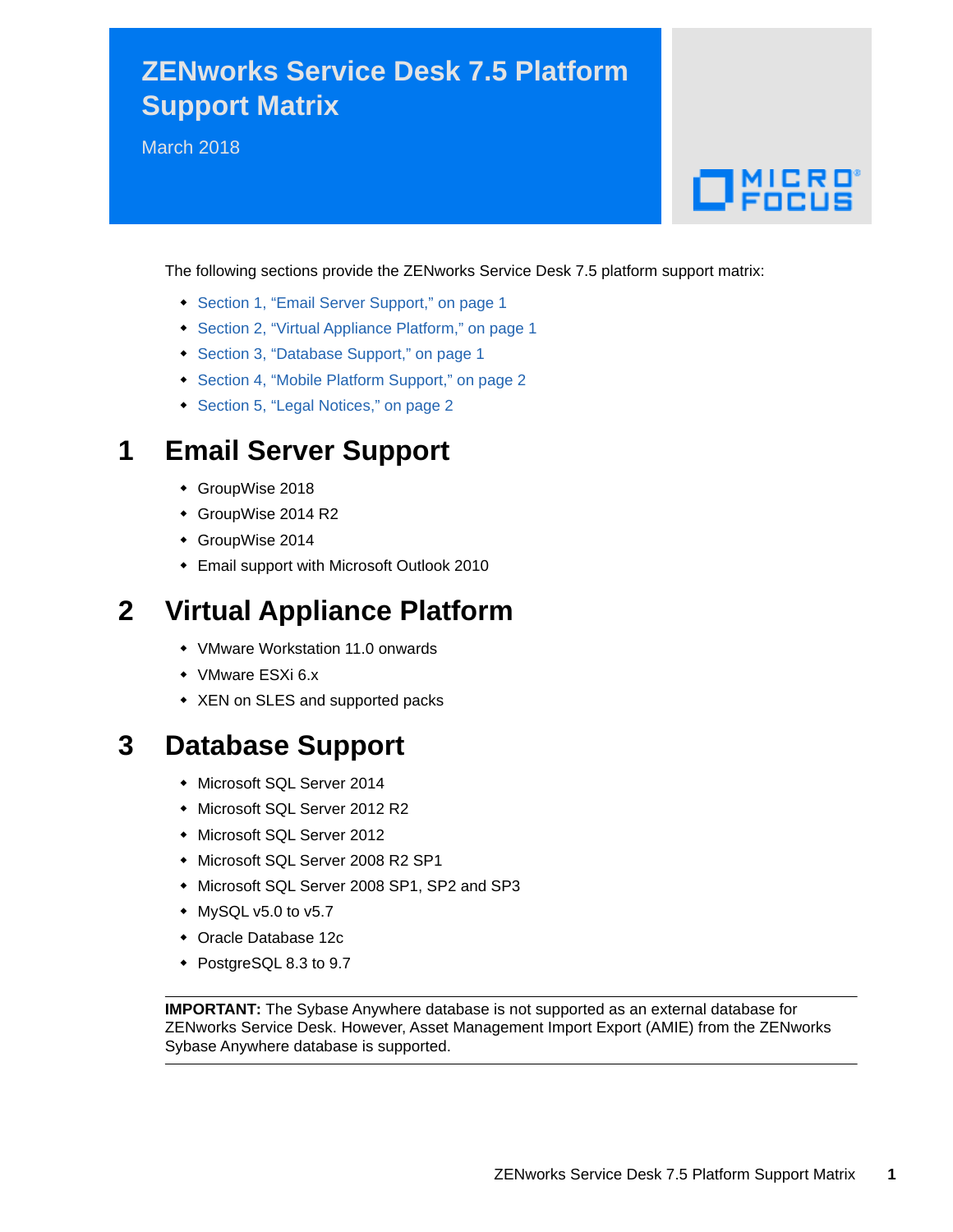# ZENworks Service Desk 7.5 Platform Support Matrix

March 2018

The following sections provide the ZENworks Service Desk 7.5 platform support matrix:

- Section 1, “Email Server Support,” on page 1
- Section 2, “Virtual Appliance Platform,” on page 1
- Section 3, “Database Support,” on page 1
- Section 4, “Mobile Platform Support,” on page 2
- Section 5, “Legal Notices,” on page 2

## 1 Email Server Support

- GroupWise 2018
- GroupWise 2014 R2
- GroupWise 2014
- Email support with Microsoft Outlook 2010

## 2 Virtual Appliance Platform

- VMware Workstation 11.0 onwards
- VMware ESXi 6.x
- XEN on SLES and supported packs

## 3 Database Support

- Microsoft SQL Server 2014
- Microsoft SQL Server 2012 R2
- Microsoft SQL Server 2012
- Microsoft SQL Server 2008 R2 SP1
- Microsoft SQL Server 2008 SP1, SP2 and SP3
- MySQL v5.0 to v5.7
- Oracle Database 12c
- PostgreSQL 8.3 to 9.7

**IMPORTANT:** The Sybase Anywhere database is not supported as an external database for ZENworks Service Desk. However, Asset Management Import Export (AMIE) from the ZENworks Sybase Anywhere database is supported.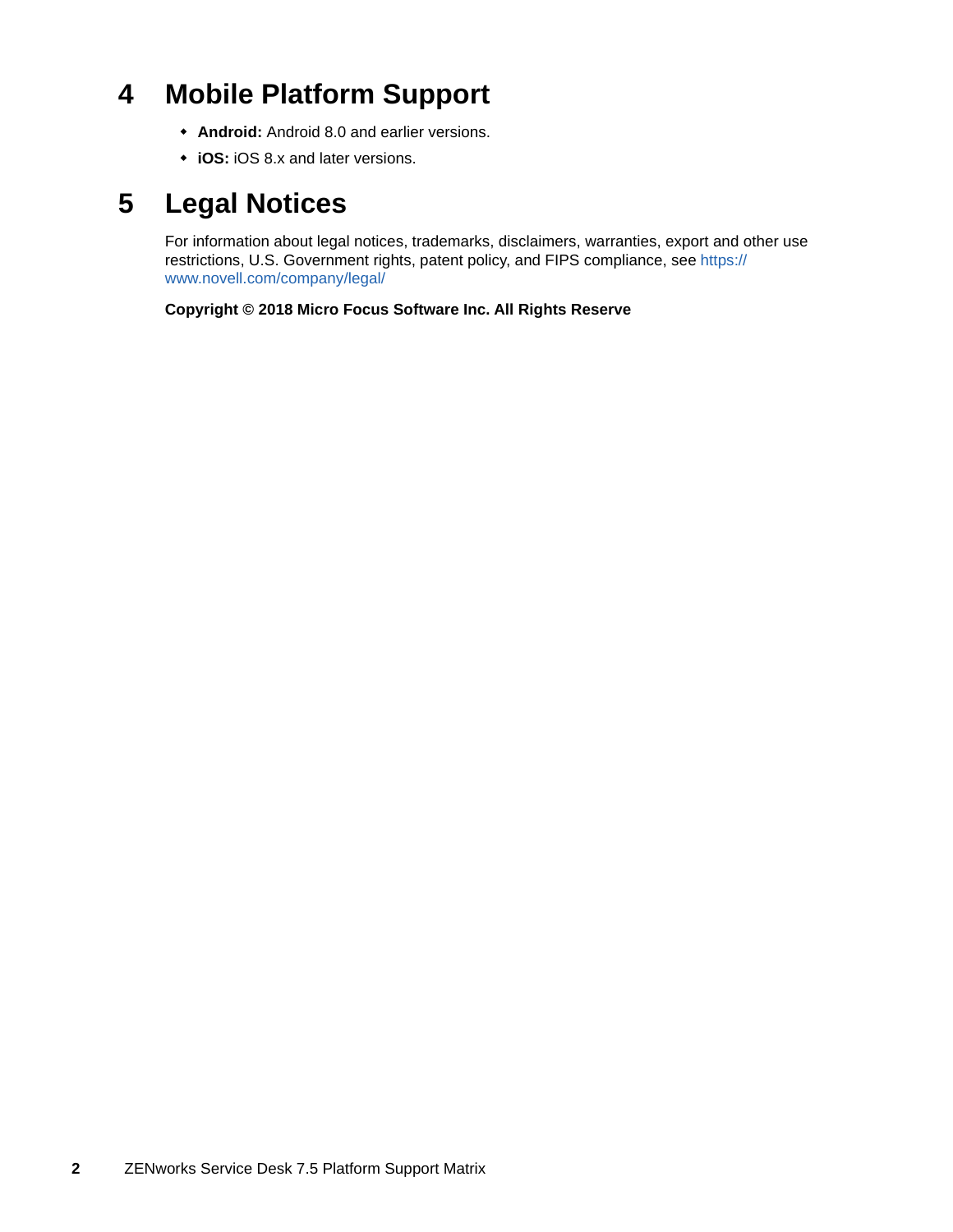## 4 Mobile Platform Support

- **Android:** Android 8.0 and earlier versions.
- **iOS:** iOS 8.x and later versions.

## 5 Legal Notices

For information about legal notices, trademarks, disclaimers, warranties, export and other use restrictions, U.S. Government rights, patent policy, and FIPS compliance, see https://www.novell.com/company/legal/

**Copyright © 2018 Micro Focus Software Inc. All Rights Reserve**